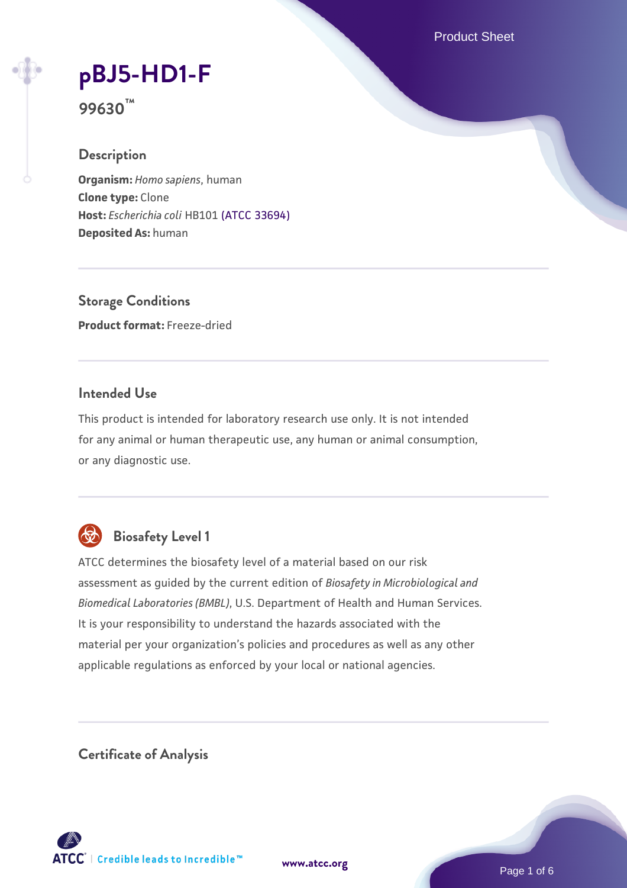# pBJ5-HD1-F

**99630™**

## Description

**Organism:** *Homo sapiens*, human
**Clone type:** Clone
**Host:** *Escherichia coli* HB101 (ATCC 33694)
**Deposited As:** human

## Storage Conditions

**Product format:** Freeze-dried

## Intended Use

This product is intended for laboratory research use only. It is not intended for any animal or human therapeutic use, any human or animal consumption, or any diagnostic use.

## Biosafety Level 1

ATCC determines the biosafety level of a material based on our risk assessment as guided by the current edition of *Biosafety in Microbiological and Biomedical Laboratories (BMBL)*, U.S. Department of Health and Human Services. It is your responsibility to understand the hazards associated with the material per your organization's policies and procedures as well as any other applicable regulations as enforced by your local or national agencies.

## Certificate of Analysis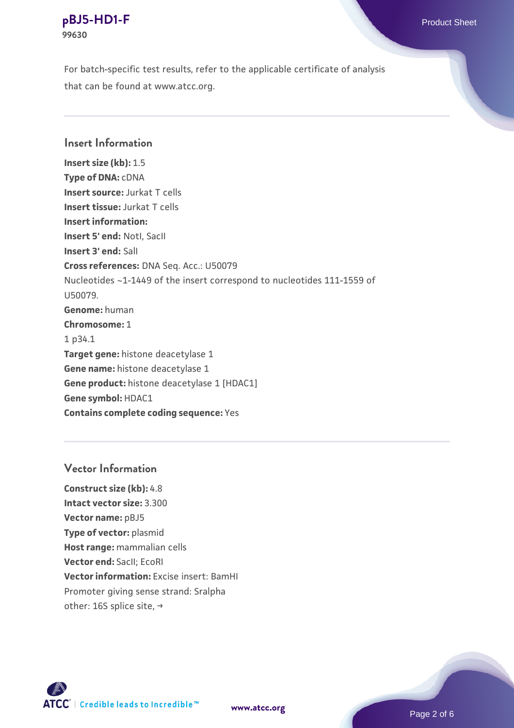For batch-specific test results, refer to the applicable certificate of analysis that can be found at www.atcc.org.

## Insert Information

**Insert size (kb):** 1.5
**Type of DNA:** cDNA
**Insert source:** Jurkat T cells
**Insert tissue:** Jurkat T cells
**Insert information:**
**Insert 5' end:** NotI, SacII
**Insert 3' end:** SalI
**Cross references:** DNA Seq. Acc.: U50079
Nucleotides ~1-1449 of the insert correspond to nucleotides 111-1559 of U50079.
**Genome:** human
**Chromosome:** 1
1 p34.1
**Target gene:** histone deacetylase 1
**Gene name:** histone deacetylase 1
**Gene product:** histone deacetylase 1 [HDAC1]
**Gene symbol:** HDAC1
**Contains complete coding sequence:** Yes

## Vector Information

**Construct size (kb):** 4.8
**Intact vector size:** 3.300
**Vector name:** pBJ5
**Type of vector:** plasmid
**Host range:** mammalian cells
**Vector end:** SacII; EcoRI
**Vector information:** Excise insert: BamHI
Promoter giving sense strand: Sralpha
other: 16S splice site, →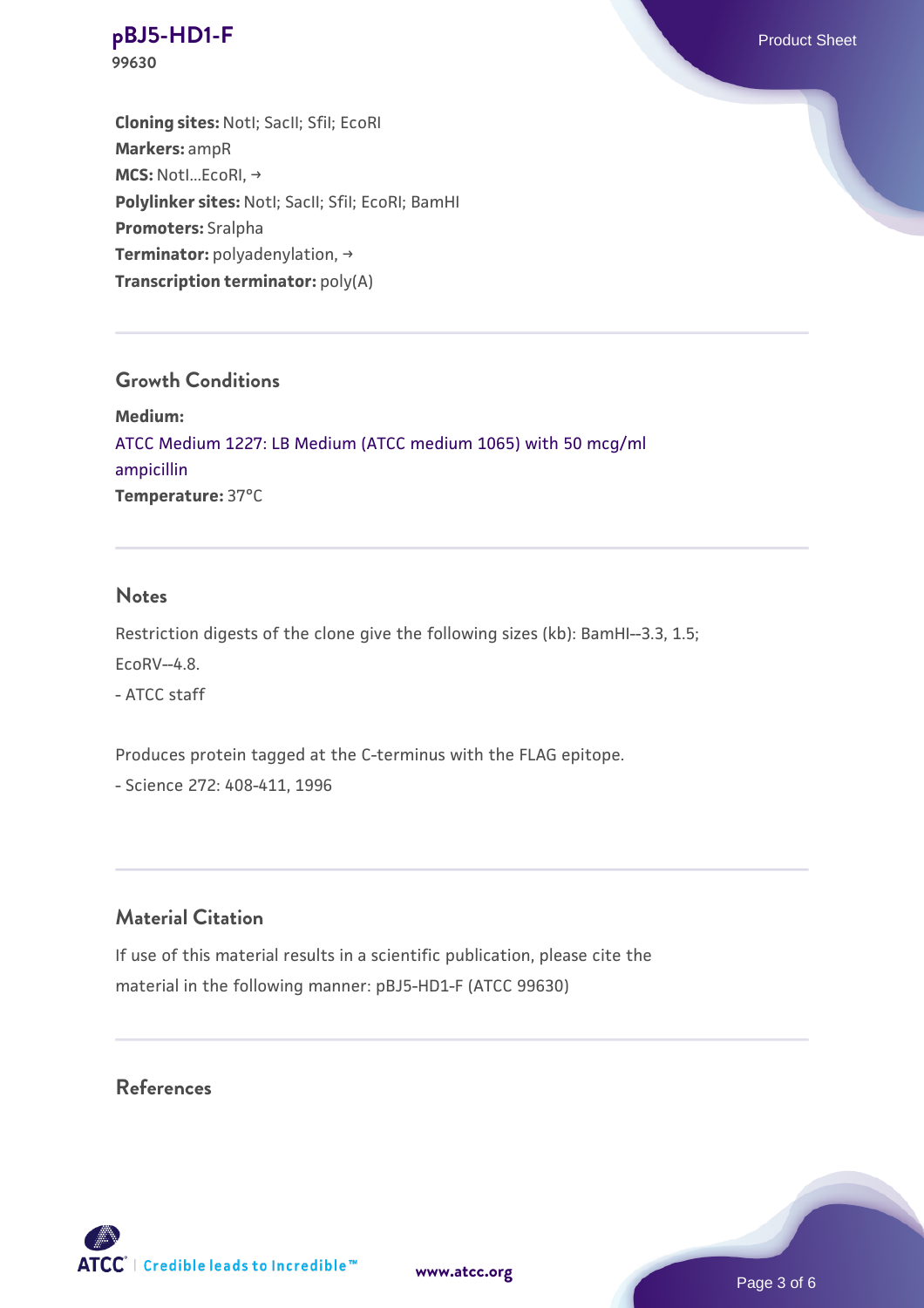**Cloning sites:** NotI; SacII; SfiI; EcoRI
**Markers:** ampR
**MCS:** NotI...EcoRI, →
**Polylinker sites:** NotI; SacII; SfiI; EcoRI; BamHI
**Promoters:** Sralpha
**Terminator:** polyadenylation, →
**Transcription terminator:** poly(A)

## Growth Conditions

**Medium:**
ATCC Medium 1227: LB Medium (ATCC medium 1065) with 50 mcg/ml ampicillin
**Temperature:** 37°C

## Notes

Restriction digests of the clone give the following sizes (kb): BamHI--3.3, 1.5; EcoRV--4.8.
- ATCC staff

Produces protein tagged at the C-terminus with the FLAG epitope.
- Science 272: 408-411, 1996

## Material Citation

If use of this material results in a scientific publication, please cite the material in the following manner: pBJ5-HD1-F (ATCC 99630)

## References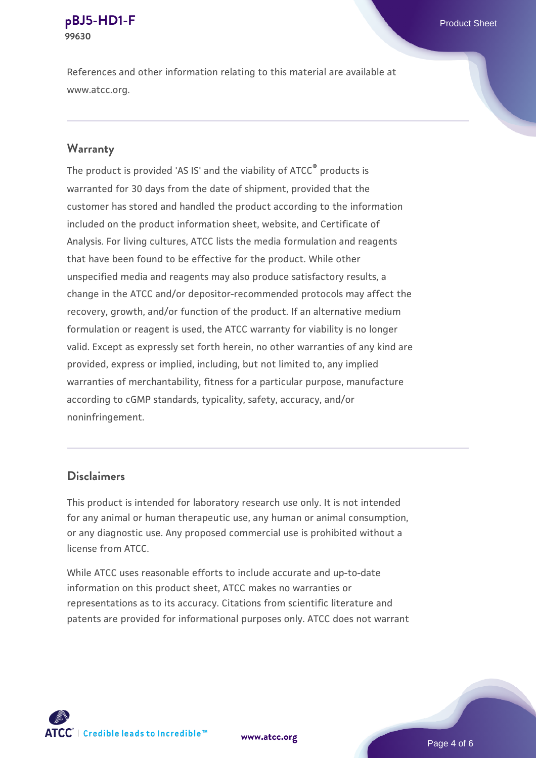References and other information relating to this material are available at www.atcc.org.

## Warranty

The product is provided 'AS IS' and the viability of ATCC® products is warranted for 30 days from the date of shipment, provided that the customer has stored and handled the product according to the information included on the product information sheet, website, and Certificate of Analysis. For living cultures, ATCC lists the media formulation and reagents that have been found to be effective for the product. While other unspecified media and reagents may also produce satisfactory results, a change in the ATCC and/or depositor-recommended protocols may affect the recovery, growth, and/or function of the product. If an alternative medium formulation or reagent is used, the ATCC warranty for viability is no longer valid. Except as expressly set forth herein, no other warranties of any kind are provided, express or implied, including, but not limited to, any implied warranties of merchantability, fitness for a particular purpose, manufacture according to cGMP standards, typicality, safety, accuracy, and/or noninfringement.

## Disclaimers

This product is intended for laboratory research use only. It is not intended for any animal or human therapeutic use, any human or animal consumption, or any diagnostic use. Any proposed commercial use is prohibited without a license from ATCC.

While ATCC uses reasonable efforts to include accurate and up-to-date information on this product sheet, ATCC makes no warranties or representations as to its accuracy. Citations from scientific literature and patents are provided for informational purposes only. ATCC does not warrant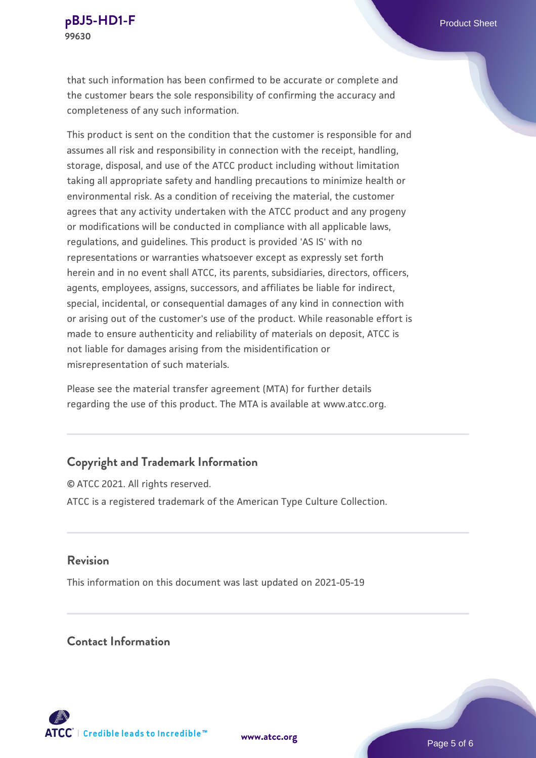that such information has been confirmed to be accurate or complete and the customer bears the sole responsibility of confirming the accuracy and completeness of any such information.

This product is sent on the condition that the customer is responsible for and assumes all risk and responsibility in connection with the receipt, handling, storage, disposal, and use of the ATCC product including without limitation taking all appropriate safety and handling precautions to minimize health or environmental risk. As a condition of receiving the material, the customer agrees that any activity undertaken with the ATCC product and any progeny or modifications will be conducted in compliance with all applicable laws, regulations, and guidelines. This product is provided 'AS IS' with no representations or warranties whatsoever except as expressly set forth herein and in no event shall ATCC, its parents, subsidiaries, directors, officers, agents, employees, assigns, successors, and affiliates be liable for indirect, special, incidental, or consequential damages of any kind in connection with or arising out of the customer's use of the product. While reasonable effort is made to ensure authenticity and reliability of materials on deposit, ATCC is not liable for damages arising from the misidentification or misrepresentation of such materials.

Please see the material transfer agreement (MTA) for further details regarding the use of this product. The MTA is available at www.atcc.org.

## Copyright and Trademark Information

© ATCC 2021. All rights reserved.

ATCC is a registered trademark of the American Type Culture Collection.

## Revision

This information on this document was last updated on 2021-05-19

## Contact Information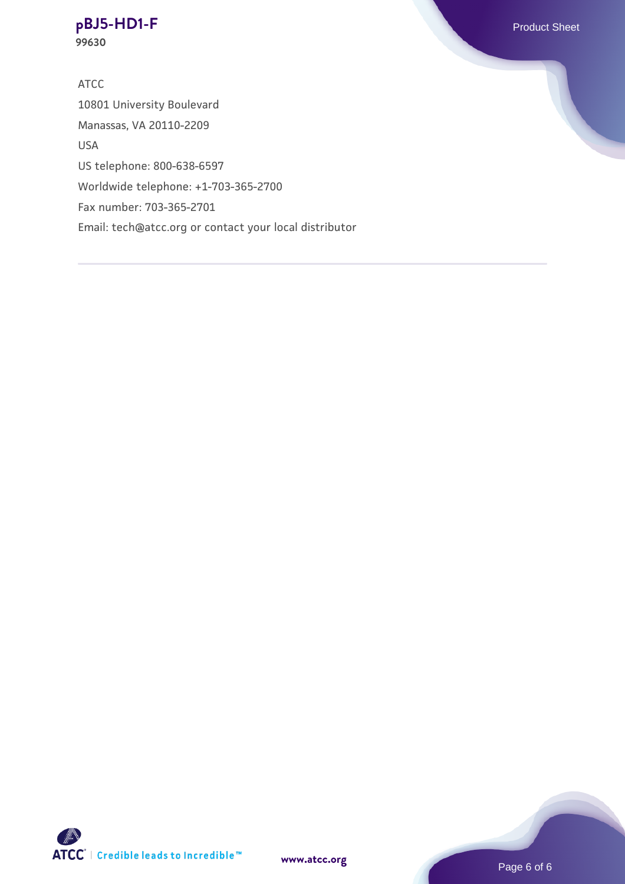ATCC

10801 University Boulevard

Manassas, VA 20110-2209

USA

US telephone: 800-638-6597

Worldwide telephone: +1-703-365-2700

Fax number: 703-365-2701

Email: tech@atcc.org or contact your local distributor